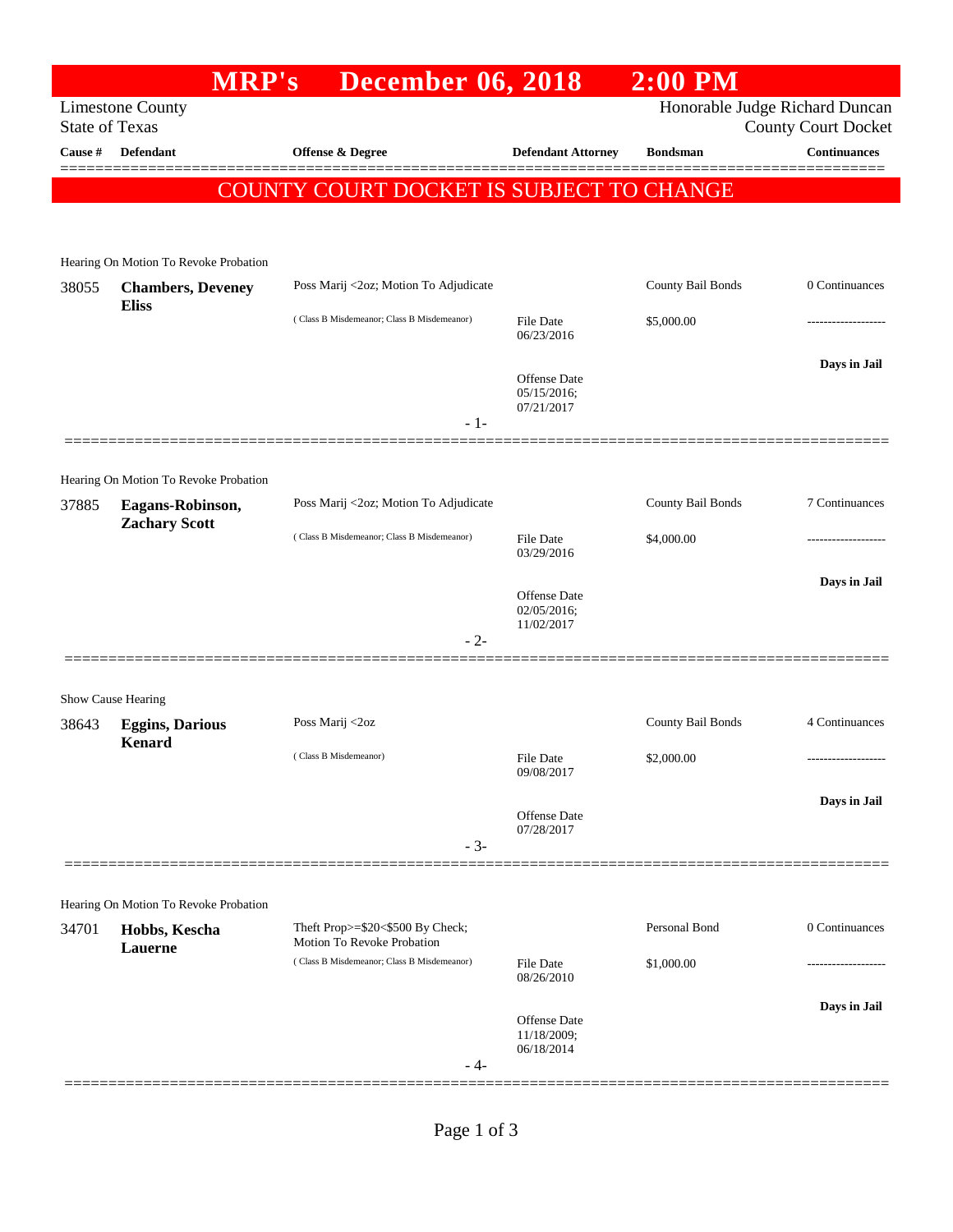# MRP's December 06, 2018 2:00 PM

Limestone County
State of Texas

Honorable Judge Richard Duncan
County Court Docket

| Cause # | Defendant | Offense & Degree | Defendant Attorney | Bondsman | Continuances |
|---|---|---|---|---|---|

**COUNTY COURT DOCKET IS SUBJECT TO CHANGE**

---

Hearing On Motion To Revoke Probation

| Cause # | Defendant | Offense & Degree | Defendant Attorney | Bondsman | Continuances |
|---|---|---|---|---|---|
| 38055 | **Chambers, Deveney Eliss** | Poss Marij <2oz; Motion To Adjudicate ( Class B Misdemeanor; Class B Misdemeanor) | File Date 06/23/2016; Offense Date 05/15/2016; 07/21/2017 | County Bail Bonds $5,000.00 | 0 Continuances; Days in Jail |

- 1-

---

Hearing On Motion To Revoke Probation

| Cause # | Defendant | Offense & Degree | Defendant Attorney | Bondsman | Continuances |
|---|---|---|---|---|---|
| 37885 | **Eagans-Robinson, Zachary Scott** | Poss Marij <2oz; Motion To Adjudicate ( Class B Misdemeanor; Class B Misdemeanor) | File Date 03/29/2016; Offense Date 02/05/2016; 11/02/2017 | County Bail Bonds $4,000.00 | 7 Continuances; Days in Jail |

- 2-

---

Show Cause Hearing

| Cause # | Defendant | Offense & Degree | Defendant Attorney | Bondsman | Continuances |
|---|---|---|---|---|---|
| 38643 | **Eggins, Darious Kenard** | Poss Marij <2oz ( Class B Misdemeanor) | File Date 09/08/2017; Offense Date 07/28/2017 | County Bail Bonds $2,000.00 | 4 Continuances; Days in Jail |

- 3-

---

Hearing On Motion To Revoke Probation

| Cause # | Defendant | Offense & Degree | Defendant Attorney | Bondsman | Continuances |
|---|---|---|---|---|---|
| 34701 | **Hobbs, Kescha Lauerne** | Theft Prop>=$20<$500 By Check; Motion To Revoke Probation ( Class B Misdemeanor; Class B Misdemeanor) | File Date 08/26/2010; Offense Date 11/18/2009; 06/18/2014 | Personal Bond $1,000.00 | 0 Continuances; Days in Jail |

- 4-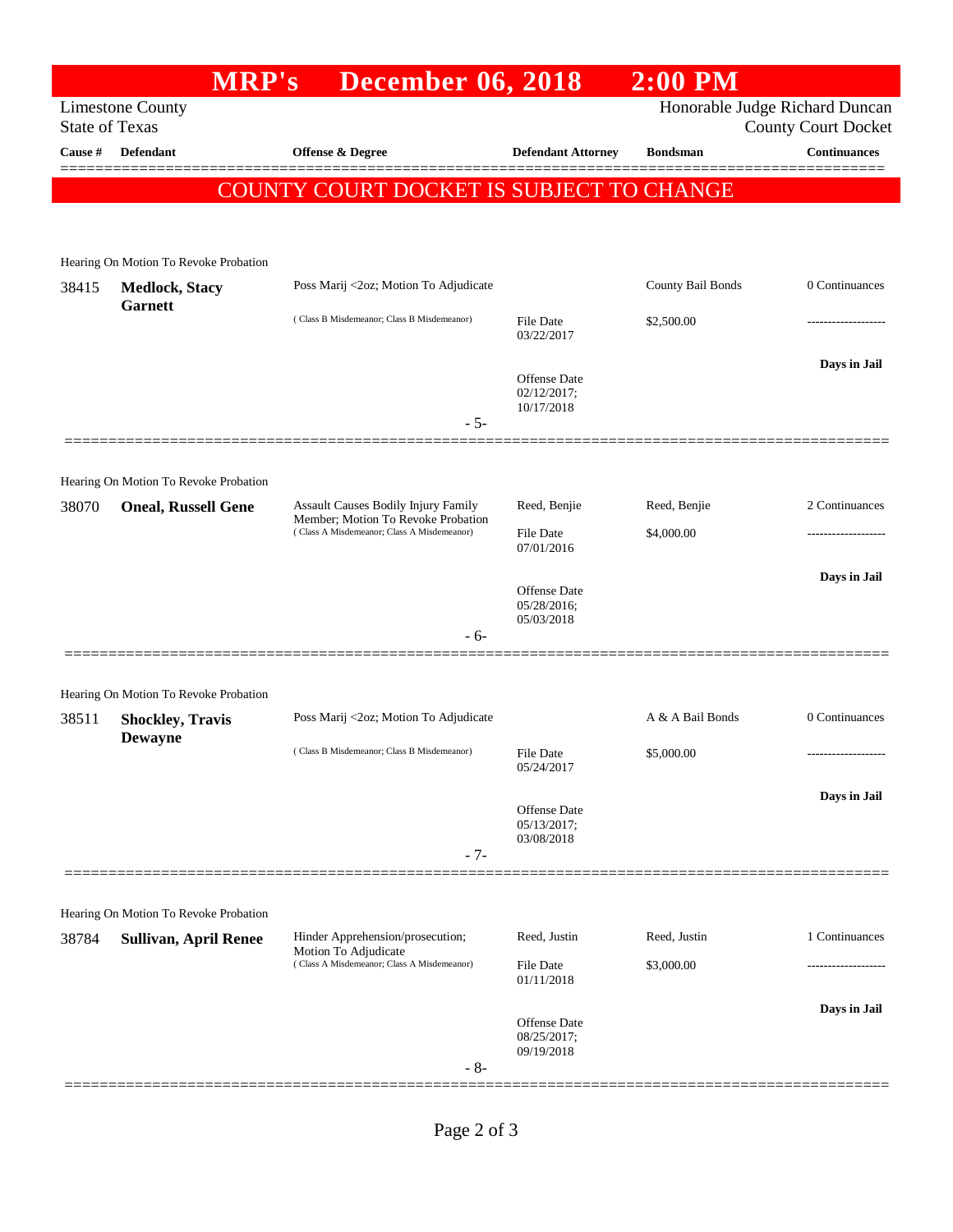# MRP's December 06, 2018 2:00 PM

Limestone County
State of Texas

Honorable Judge Richard Duncan
County Court Docket

| Cause # | Defendant | Offense & Degree | Defendant Attorney | Bondsman | Continuances |
|---|---|---|---|---|---|

COUNTY COURT DOCKET IS SUBJECT TO CHANGE

Hearing On Motion To Revoke Probation

| Cause # | Defendant | Offense & Degree | Defendant Attorney | Bondsman | Continuances |
|---|---|---|---|---|---|
| 38415 | **Medlock, Stacy Garnett** | Poss Marij <2oz; Motion To Adjudicate (Class B Misdemeanor; Class B Misdemeanor) | File Date 03/22/2017 | County Bail Bonds $2,500.00 | 0 Continuances |
| | | | Offense Date 02/12/2017; 10/17/2018 | | Days in Jail |

- 5-

Hearing On Motion To Revoke Probation

| Cause # | Defendant | Offense & Degree | Defendant Attorney | Bondsman | Continuances |
|---|---|---|---|---|---|
| 38070 | **Oneal, Russell Gene** | Assault Causes Bodily Injury Family Member; Motion To Revoke Probation (Class A Misdemeanor; Class A Misdemeanor) | Reed, Benjie File Date 07/01/2016 | Reed, Benjie $4,000.00 | 2 Continuances |
| | | | Offense Date 05/28/2016; 05/03/2018 | | Days in Jail |

- 6-

Hearing On Motion To Revoke Probation

| Cause # | Defendant | Offense & Degree | Defendant Attorney | Bondsman | Continuances |
|---|---|---|---|---|---|
| 38511 | **Shockley, Travis Dewayne** | Poss Marij <2oz; Motion To Adjudicate (Class B Misdemeanor; Class B Misdemeanor) | File Date 05/24/2017 | A & A Bail Bonds $5,000.00 | 0 Continuances |
| | | | Offense Date 05/13/2017; 03/08/2018 | | Days in Jail |

- 7-

Hearing On Motion To Revoke Probation

| Cause # | Defendant | Offense & Degree | Defendant Attorney | Bondsman | Continuances |
|---|---|---|---|---|---|
| 38784 | **Sullivan, April Renee** | Hinder Apprehension/prosecution; Motion To Adjudicate (Class A Misdemeanor; Class A Misdemeanor) | Reed, Justin File Date 01/11/2018 | Reed, Justin $3,000.00 | 1 Continuances |
| | | | Offense Date 08/25/2017; 09/19/2018 | | Days in Jail |

- 8-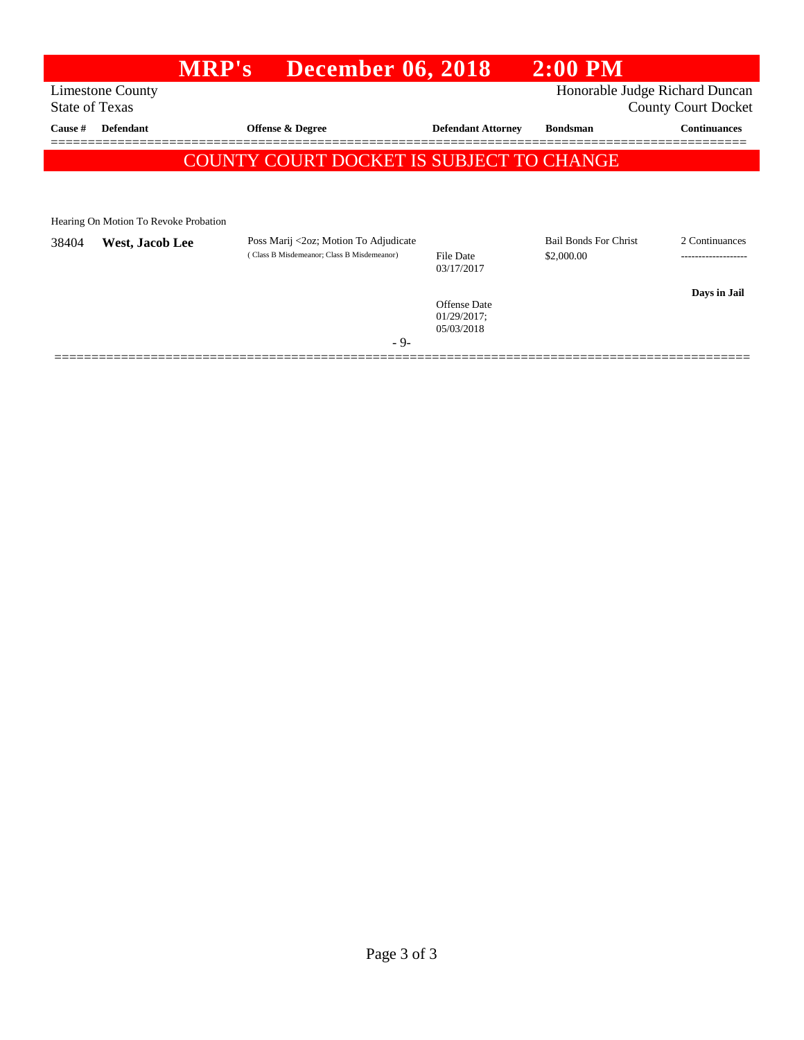# MRP's December 06, 2018 2:00 PM

Limestone County
State of Texas

Honorable Judge Richard Duncan
County Court Docket

| Cause # | Defendant | Offense & Degree | Defendant Attorney | Bondsman | Continuances |
|---|---|---|---|---|---|

## COUNTY COURT DOCKET IS SUBJECT TO CHANGE

Hearing On Motion To Revoke Probation

| Cause # | Defendant | Offense & Degree | Defendant Attorney | Bondsman | Continuances |
|---|---|---|---|---|---|
| 38404 | **West, Jacob Lee** | Poss Marij <2oz; Motion To Adjudicate<br>( Class B Misdemeanor; Class B Misdemeanor) | File Date<br>03/17/2017<br><br>Offense Date<br>01/29/2017;<br>05/03/2018 | Bail Bonds For Christ<br>$2,000.00 | 2 Continuances<br>-------------------<br>**Days in Jail** |

- 9-